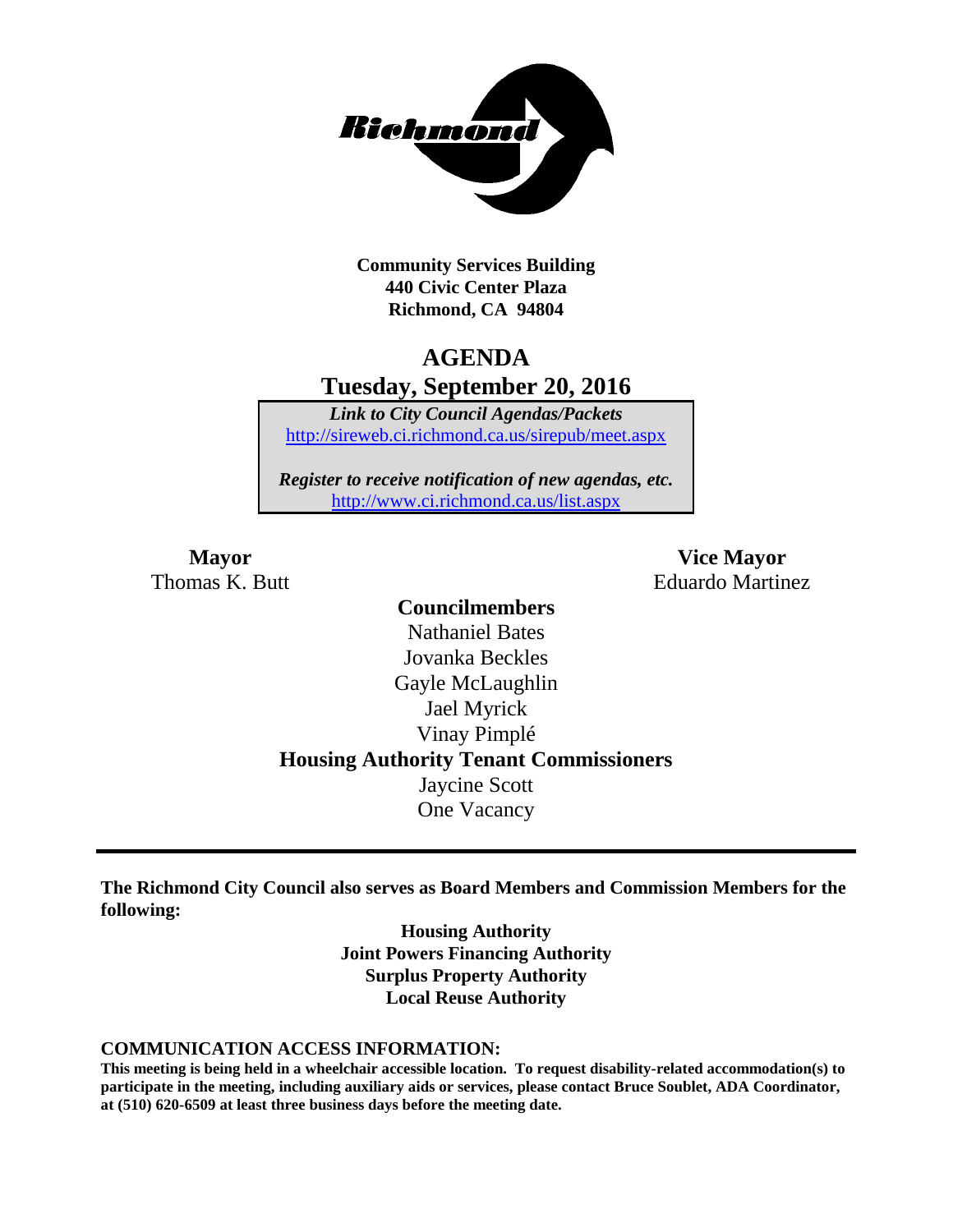**Community Services Building**
**440 Civic Center Plaza**
**Richmond, CA 94804**

# AGENDA
## Tuesday, September 20, 2016

***Link to City Council Agendas/Packets***
http://sireweb.ci.richmond.ca.us/sirepub/meet.aspx

***Register to receive notification of new agendas, etc.***
http://www.ci.richmond.ca.us/list.aspx

**Mayor**
Thomas K. Butt

**Vice Mayor**
Eduardo Martinez

**Councilmembers**
Nathaniel Bates
Jovanka Beckles
Gayle McLaughlin
Jael Myrick
Vinay Pimplé

**Housing Authority Tenant Commissioners**
Jaycine Scott
One Vacancy

---

**The Richmond City Council also serves as Board Members and Commission Members for the following:**

**Housing Authority**
**Joint Powers Financing Authority**
**Surplus Property Authority**
**Local Reuse Authority**

**COMMUNICATION ACCESS INFORMATION:**

**This meeting is being held in a wheelchair accessible location. To request disability-related accommodation(s) to participate in the meeting, including auxiliary aids or services, please contact Bruce Soublet, ADA Coordinator, at (510) 620-6509 at least three business days before the meeting date.**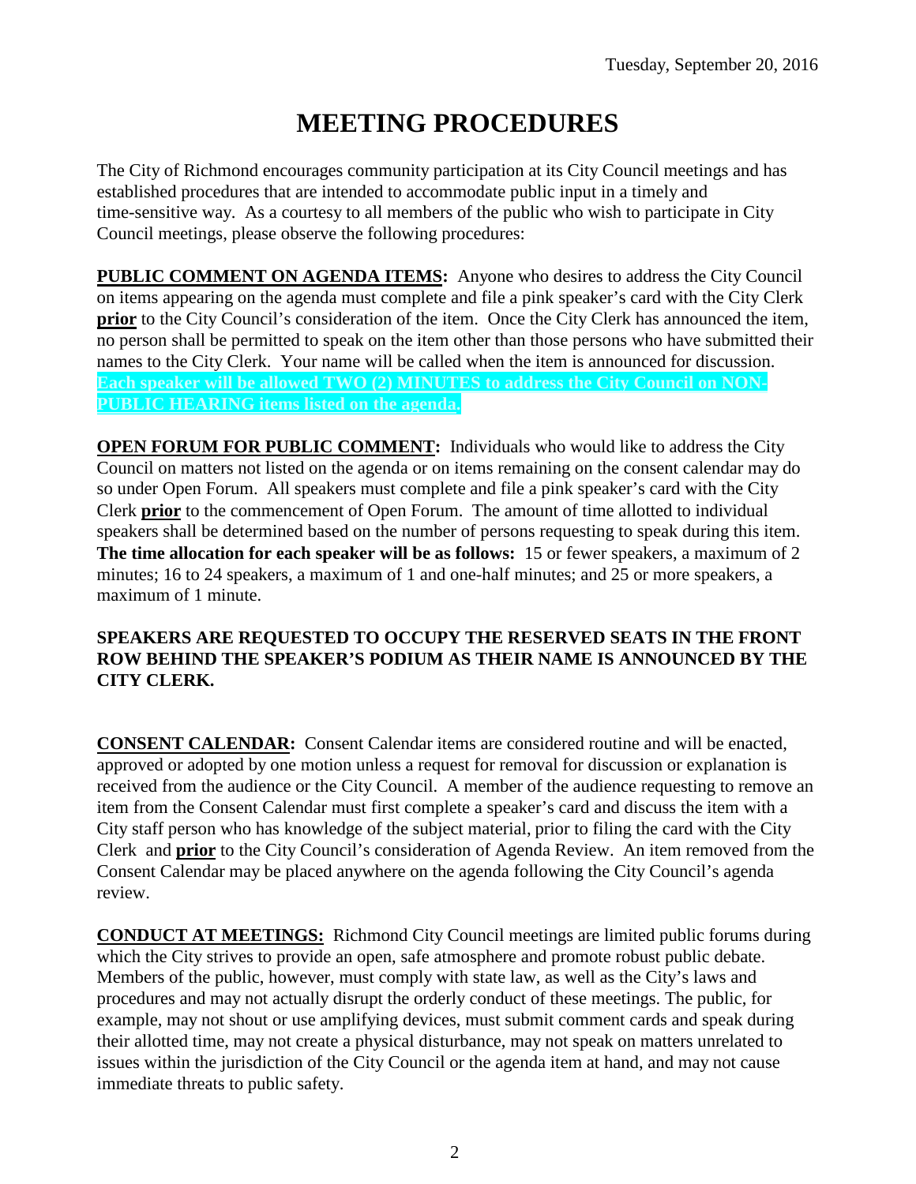Tuesday, September 20, 2016

# MEETING PROCEDURES

The City of Richmond encourages community participation at its City Council meetings and has established procedures that are intended to accommodate public input in a timely and time-sensitive way. As a courtesy to all members of the public who wish to participate in City Council meetings, please observe the following procedures:

**PUBLIC COMMENT ON AGENDA ITEMS:** Anyone who desires to address the City Council on items appearing on the agenda must complete and file a pink speaker's card with the City Clerk **prior** to the City Council's consideration of the item. Once the City Clerk has announced the item, no person shall be permitted to speak on the item other than those persons who have submitted their names to the City Clerk. Your name will be called when the item is announced for discussion. **Each speaker will be allowed TWO (2) MINUTES to address the City Council on NON-PUBLIC HEARING items listed on the agenda.**

**OPEN FORUM FOR PUBLIC COMMENT:** Individuals who would like to address the City Council on matters not listed on the agenda or on items remaining on the consent calendar may do so under Open Forum. All speakers must complete and file a pink speaker's card with the City Clerk **prior** to the commencement of Open Forum. The amount of time allotted to individual speakers shall be determined based on the number of persons requesting to speak during this item. **The time allocation for each speaker will be as follows:** 15 or fewer speakers, a maximum of 2 minutes; 16 to 24 speakers, a maximum of 1 and one-half minutes; and 25 or more speakers, a maximum of 1 minute.

**SPEAKERS ARE REQUESTED TO OCCUPY THE RESERVED SEATS IN THE FRONT ROW BEHIND THE SPEAKER'S PODIUM AS THEIR NAME IS ANNOUNCED BY THE CITY CLERK.**

**CONSENT CALENDAR:** Consent Calendar items are considered routine and will be enacted, approved or adopted by one motion unless a request for removal for discussion or explanation is received from the audience or the City Council. A member of the audience requesting to remove an item from the Consent Calendar must first complete a speaker's card and discuss the item with a City staff person who has knowledge of the subject material, prior to filing the card with the City Clerk and **prior** to the City Council's consideration of Agenda Review. An item removed from the Consent Calendar may be placed anywhere on the agenda following the City Council's agenda review.

**CONDUCT AT MEETINGS:** Richmond City Council meetings are limited public forums during which the City strives to provide an open, safe atmosphere and promote robust public debate. Members of the public, however, must comply with state law, as well as the City's laws and procedures and may not actually disrupt the orderly conduct of these meetings. The public, for example, may not shout or use amplifying devices, must submit comment cards and speak during their allotted time, may not create a physical disturbance, may not speak on matters unrelated to issues within the jurisdiction of the City Council or the agenda item at hand, and may not cause immediate threats to public safety.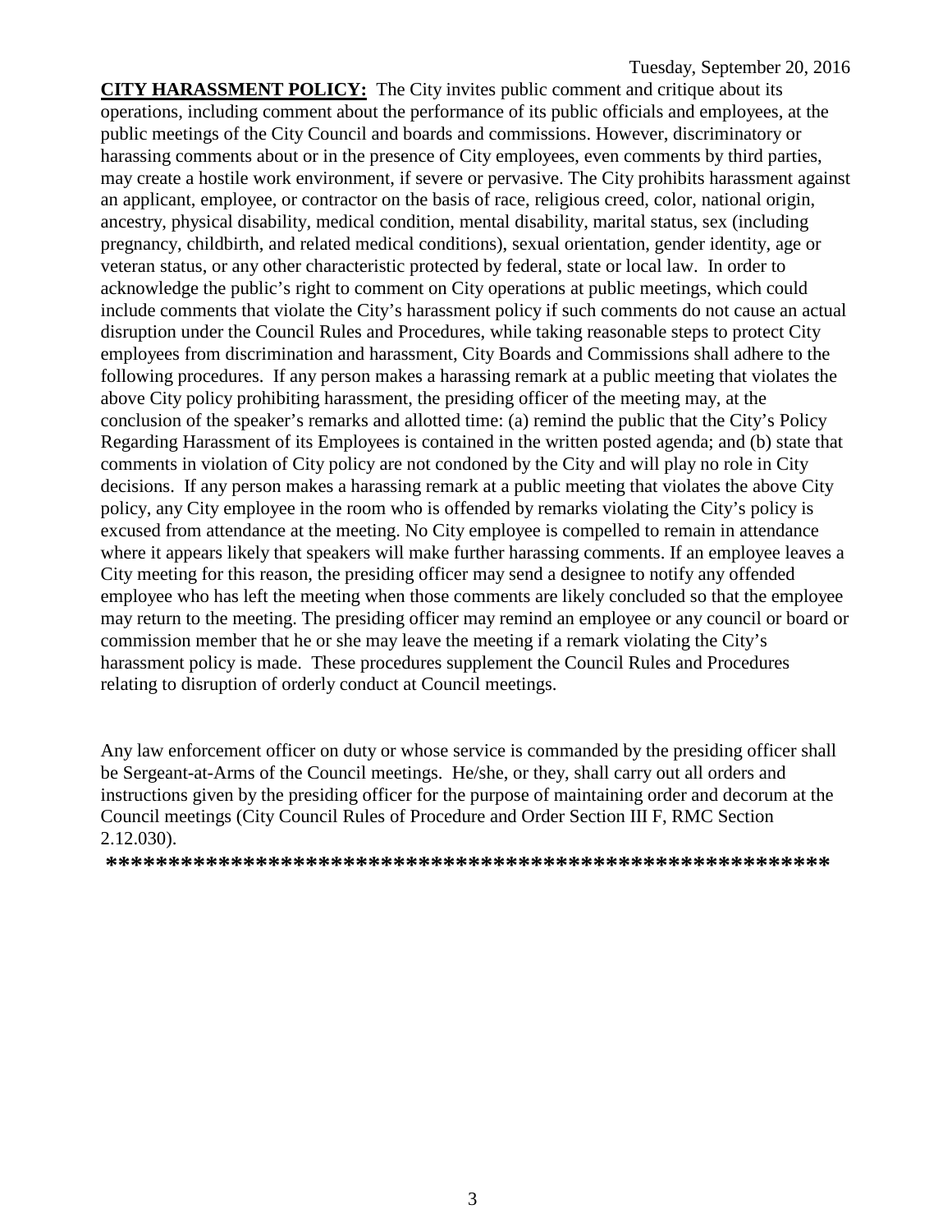Tuesday, September 20, 2016

**CITY HARASSMENT POLICY:** The City invites public comment and critique about its operations, including comment about the performance of its public officials and employees, at the public meetings of the City Council and boards and commissions. However, discriminatory or harassing comments about or in the presence of City employees, even comments by third parties, may create a hostile work environment, if severe or pervasive. The City prohibits harassment against an applicant, employee, or contractor on the basis of race, religious creed, color, national origin, ancestry, physical disability, medical condition, mental disability, marital status, sex (including pregnancy, childbirth, and related medical conditions), sexual orientation, gender identity, age or veteran status, or any other characteristic protected by federal, state or local law. In order to acknowledge the public's right to comment on City operations at public meetings, which could include comments that violate the City's harassment policy if such comments do not cause an actual disruption under the Council Rules and Procedures, while taking reasonable steps to protect City employees from discrimination and harassment, City Boards and Commissions shall adhere to the following procedures. If any person makes a harassing remark at a public meeting that violates the above City policy prohibiting harassment, the presiding officer of the meeting may, at the conclusion of the speaker's remarks and allotted time: (a) remind the public that the City's Policy Regarding Harassment of its Employees is contained in the written posted agenda; and (b) state that comments in violation of City policy are not condoned by the City and will play no role in City decisions. If any person makes a harassing remark at a public meeting that violates the above City policy, any City employee in the room who is offended by remarks violating the City's policy is excused from attendance at the meeting. No City employee is compelled to remain in attendance where it appears likely that speakers will make further harassing comments. If an employee leaves a City meeting for this reason, the presiding officer may send a designee to notify any offended employee who has left the meeting when those comments are likely concluded so that the employee may return to the meeting. The presiding officer may remind an employee or any council or board or commission member that he or she may leave the meeting if a remark violating the City's harassment policy is made. These procedures supplement the Council Rules and Procedures relating to disruption of orderly conduct at Council meetings.

Any law enforcement officer on duty or whose service is commanded by the presiding officer shall be Sergeant-at-Arms of the Council meetings. He/she, or they, shall carry out all orders and instructions given by the presiding officer for the purpose of maintaining order and decorum at the Council meetings (City Council Rules of Procedure and Order Section III F, RMC Section 2.12.030).

**\*\*\*\*\*\*\*\*\*\*\*\*\*\*\*\*\*\*\*\*\*\*\*\*\*\*\*\*\*\*\*\*\*\*\*\*\*\*\*\*\*\*\*\*\*\*\*\*\*\*\*\*\*\*\*\*\*\*\***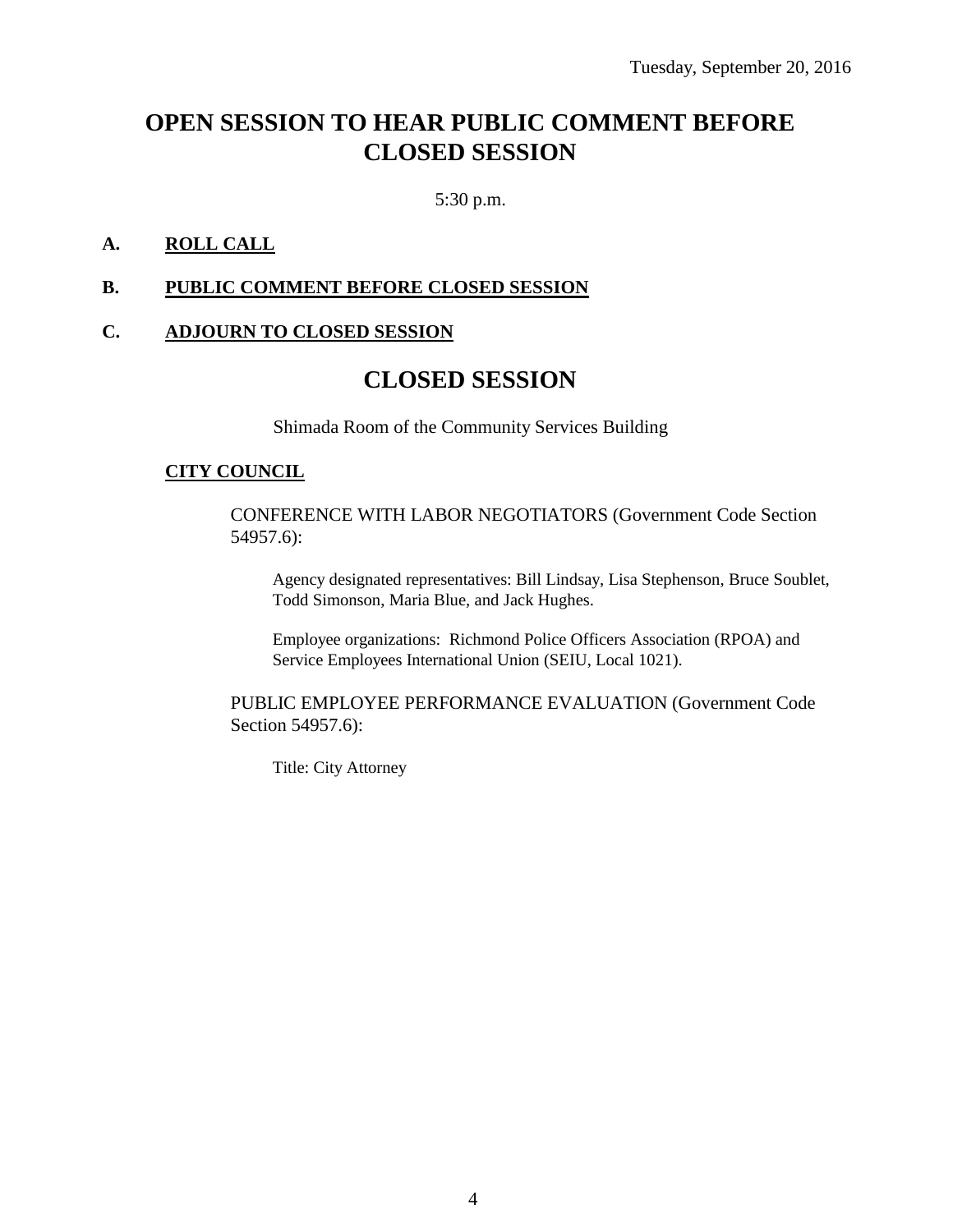Tuesday, September 20, 2016

# OPEN SESSION TO HEAR PUBLIC COMMENT BEFORE CLOSED SESSION

5:30 p.m.

**A. ROLL CALL**

**B. PUBLIC COMMENT BEFORE CLOSED SESSION**

**C. ADJOURN TO CLOSED SESSION**

# CLOSED SESSION

Shimada Room of the Community Services Building

**CITY COUNCIL**

CONFERENCE WITH LABOR NEGOTIATORS (Government Code Section 54957.6):

Agency designated representatives: Bill Lindsay, Lisa Stephenson, Bruce Soublet, Todd Simonson, Maria Blue, and Jack Hughes.

Employee organizations: Richmond Police Officers Association (RPOA) and Service Employees International Union (SEIU, Local 1021).

PUBLIC EMPLOYEE PERFORMANCE EVALUATION (Government Code Section 54957.6):

Title: City Attorney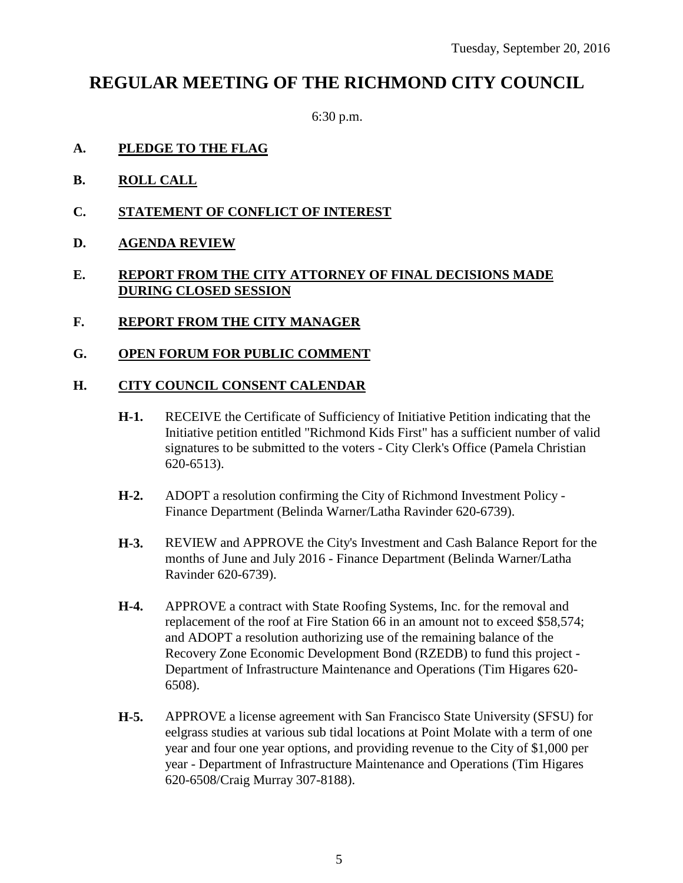Tuesday, September 20, 2016

# REGULAR MEETING OF THE RICHMOND CITY COUNCIL

6:30 p.m.

**A. PLEDGE TO THE FLAG**

**B. ROLL CALL**

**C. STATEMENT OF CONFLICT OF INTEREST**

**D. AGENDA REVIEW**

**E. REPORT FROM THE CITY ATTORNEY OF FINAL DECISIONS MADE DURING CLOSED SESSION**

**F. REPORT FROM THE CITY MANAGER**

**G. OPEN FORUM FOR PUBLIC COMMENT**

**H. CITY COUNCIL CONSENT CALENDAR**

**H-1.** RECEIVE the Certificate of Sufficiency of Initiative Petition indicating that the Initiative petition entitled "Richmond Kids First" has a sufficient number of valid signatures to be submitted to the voters - City Clerk's Office (Pamela Christian 620-6513).

**H-2.** ADOPT a resolution confirming the City of Richmond Investment Policy - Finance Department (Belinda Warner/Latha Ravinder 620-6739).

**H-3.** REVIEW and APPROVE the City's Investment and Cash Balance Report for the months of June and July 2016 - Finance Department (Belinda Warner/Latha Ravinder 620-6739).

**H-4.** APPROVE a contract with State Roofing Systems, Inc. for the removal and replacement of the roof at Fire Station 66 in an amount not to exceed $58,574; and ADOPT a resolution authorizing use of the remaining balance of the Recovery Zone Economic Development Bond (RZEDB) to fund this project - Department of Infrastructure Maintenance and Operations (Tim Higares 620-6508).

**H-5.** APPROVE a license agreement with San Francisco State University (SFSU) for eelgrass studies at various sub tidal locations at Point Molate with a term of one year and four one year options, and providing revenue to the City of $1,000 per year - Department of Infrastructure Maintenance and Operations (Tim Higares 620-6508/Craig Murray 307-8188).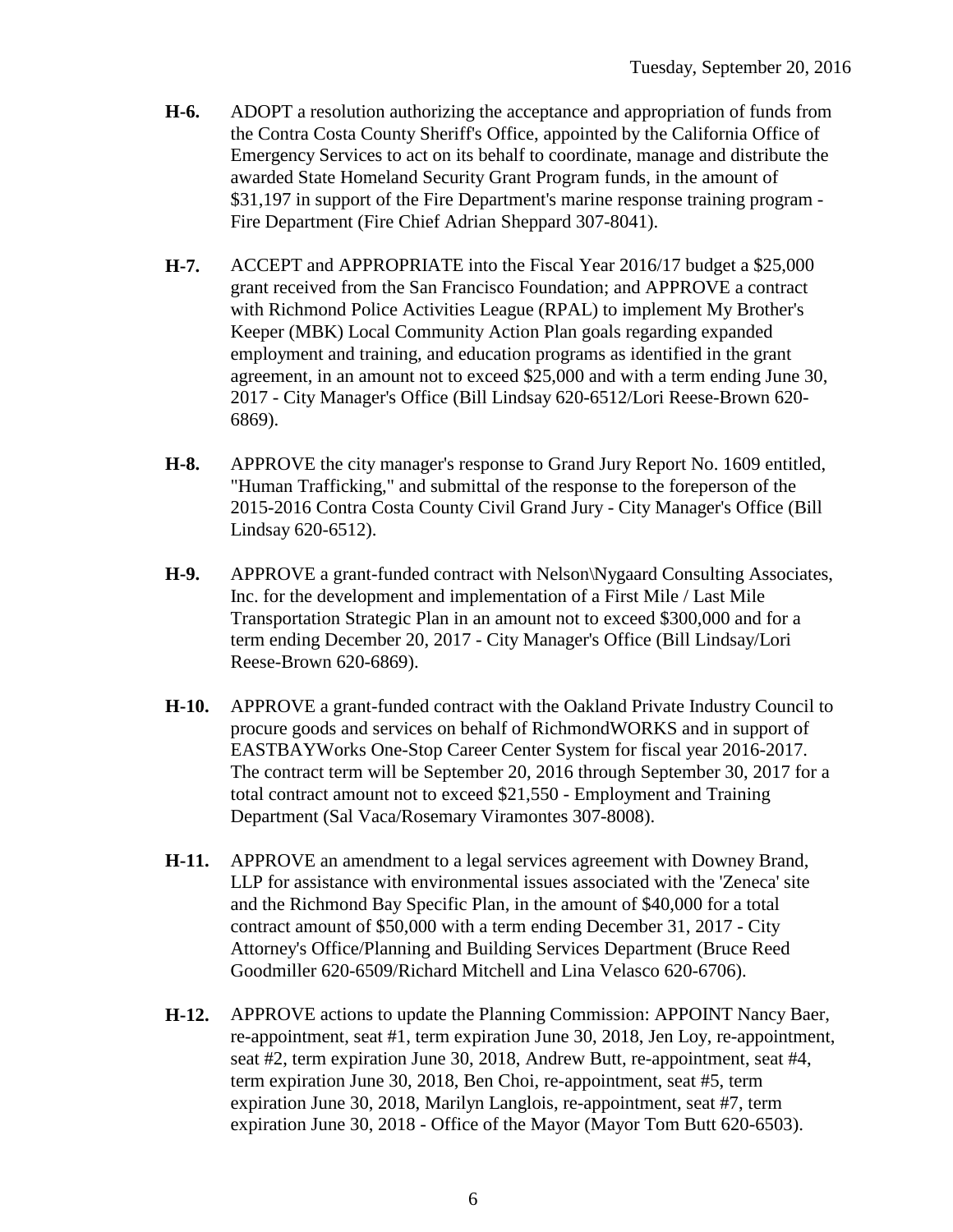**H-6.** ADOPT a resolution authorizing the acceptance and appropriation of funds from the Contra Costa County Sheriff's Office, appointed by the California Office of Emergency Services to act on its behalf to coordinate, manage and distribute the awarded State Homeland Security Grant Program funds, in the amount of $31,197 in support of the Fire Department's marine response training program - Fire Department (Fire Chief Adrian Sheppard 307-8041).

**H-7.** ACCEPT and APPROPRIATE into the Fiscal Year 2016/17 budget a $25,000 grant received from the San Francisco Foundation; and APPROVE a contract with Richmond Police Activities League (RPAL) to implement My Brother's Keeper (MBK) Local Community Action Plan goals regarding expanded employment and training, and education programs as identified in the grant agreement, in an amount not to exceed $25,000 and with a term ending June 30, 2017 - City Manager's Office (Bill Lindsay 620-6512/Lori Reese-Brown 620-6869).

**H-8.** APPROVE the city manager's response to Grand Jury Report No. 1609 entitled, "Human Trafficking," and submittal of the response to the foreperson of the 2015-2016 Contra Costa County Civil Grand Jury - City Manager's Office (Bill Lindsay 620-6512).

**H-9.** APPROVE a grant-funded contract with Nelson\Nygaard Consulting Associates, Inc. for the development and implementation of a First Mile / Last Mile Transportation Strategic Plan in an amount not to exceed $300,000 and for a term ending December 20, 2017 - City Manager's Office (Bill Lindsay/Lori Reese-Brown 620-6869).

**H-10.** APPROVE a grant-funded contract with the Oakland Private Industry Council to procure goods and services on behalf of RichmondWORKS and in support of EASTBAYWorks One-Stop Career Center System for fiscal year 2016-2017. The contract term will be September 20, 2016 through September 30, 2017 for a total contract amount not to exceed $21,550 - Employment and Training Department (Sal Vaca/Rosemary Viramontes 307-8008).

**H-11.** APPROVE an amendment to a legal services agreement with Downey Brand, LLP for assistance with environmental issues associated with the 'Zeneca' site and the Richmond Bay Specific Plan, in the amount of $40,000 for a total contract amount of $50,000 with a term ending December 31, 2017 - City Attorney's Office/Planning and Building Services Department (Bruce Reed Goodmiller 620-6509/Richard Mitchell and Lina Velasco 620-6706).

**H-12.** APPROVE actions to update the Planning Commission: APPOINT Nancy Baer, re-appointment, seat #1, term expiration June 30, 2018, Jen Loy, re-appointment, seat #2, term expiration June 30, 2018, Andrew Butt, re-appointment, seat #4, term expiration June 30, 2018, Ben Choi, re-appointment, seat #5, term expiration June 30, 2018, Marilyn Langlois, re-appointment, seat #7, term expiration June 30, 2018 - Office of the Mayor (Mayor Tom Butt 620-6503).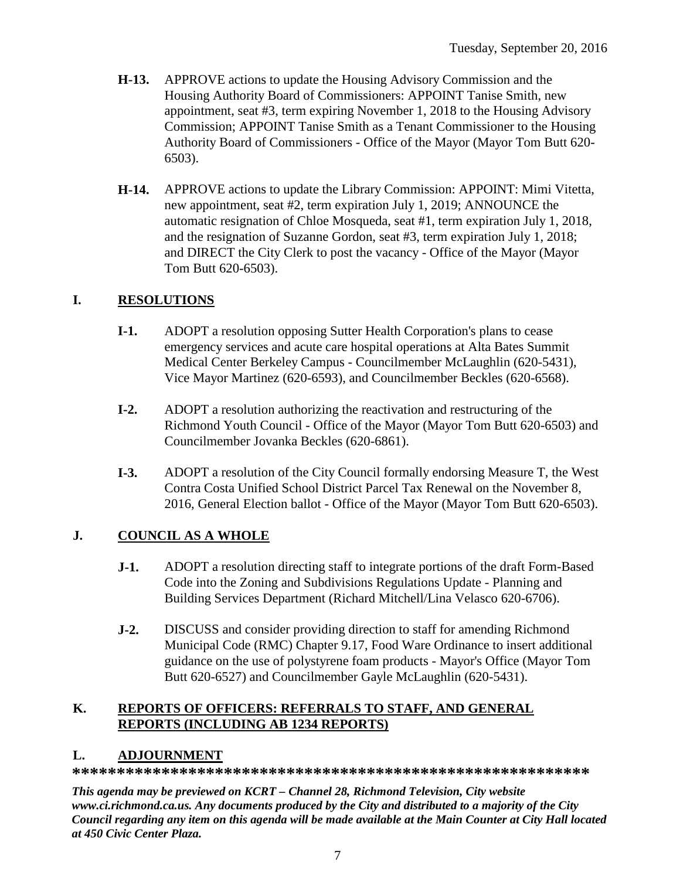**H-13.** APPROVE actions to update the Housing Advisory Commission and the Housing Authority Board of Commissioners: APPOINT Tanise Smith, new appointment, seat #3, term expiring November 1, 2018 to the Housing Advisory Commission; APPOINT Tanise Smith as a Tenant Commissioner to the Housing Authority Board of Commissioners - Office of the Mayor (Mayor Tom Butt 620-6503).

**H-14.** APPROVE actions to update the Library Commission: APPOINT: Mimi Vitetta, new appointment, seat #2, term expiration July 1, 2019; ANNOUNCE the automatic resignation of Chloe Mosqueda, seat #1, term expiration July 1, 2018, and the resignation of Suzanne Gordon, seat #3, term expiration July 1, 2018; and DIRECT the City Clerk to post the vacancy - Office of the Mayor (Mayor Tom Butt 620-6503).

## I. RESOLUTIONS

**I-1.** ADOPT a resolution opposing Sutter Health Corporation's plans to cease emergency services and acute care hospital operations at Alta Bates Summit Medical Center Berkeley Campus - Councilmember McLaughlin (620-5431), Vice Mayor Martinez (620-6593), and Councilmember Beckles (620-6568).

**I-2.** ADOPT a resolution authorizing the reactivation and restructuring of the Richmond Youth Council - Office of the Mayor (Mayor Tom Butt 620-6503) and Councilmember Jovanka Beckles (620-6861).

**I-3.** ADOPT a resolution of the City Council formally endorsing Measure T, the West Contra Costa Unified School District Parcel Tax Renewal on the November 8, 2016, General Election ballot - Office of the Mayor (Mayor Tom Butt 620-6503).

## J. COUNCIL AS A WHOLE

**J-1.** ADOPT a resolution directing staff to integrate portions of the draft Form-Based Code into the Zoning and Subdivisions Regulations Update - Planning and Building Services Department (Richard Mitchell/Lina Velasco 620-6706).

**J-2.** DISCUSS and consider providing direction to staff for amending Richmond Municipal Code (RMC) Chapter 9.17, Food Ware Ordinance to insert additional guidance on the use of polystyrene foam products - Mayor's Office (Mayor Tom Butt 620-6527) and Councilmember Gayle McLaughlin (620-5431).

## K. REPORTS OF OFFICERS: REFERRALS TO STAFF, AND GENERAL REPORTS (INCLUDING AB 1234 REPORTS)

## L. ADJOURNMENT

**************************************************************

***This agenda may be previewed on KCRT – Channel 28, Richmond Television, City website www.ci.richmond.ca.us. Any documents produced by the City and distributed to a majority of the City Council regarding any item on this agenda will be made available at the Main Counter at City Hall located at 450 Civic Center Plaza.***